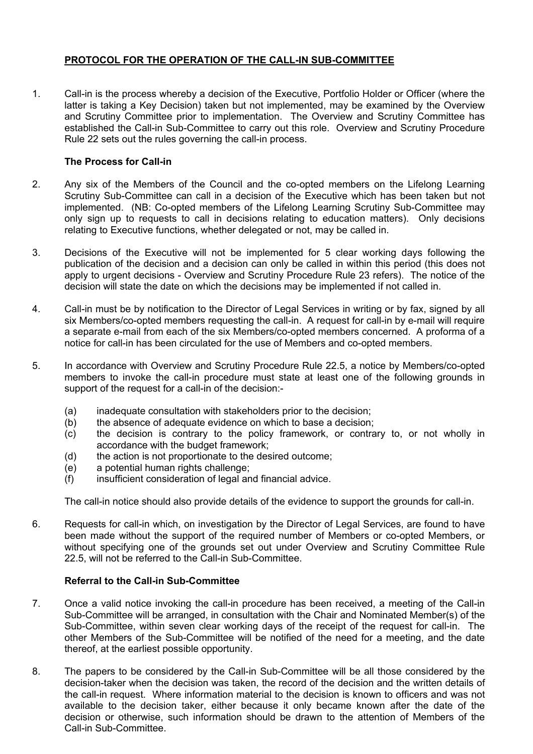# PROTOCOL FOR THE OPERATION OF THE CALL-IN SUB-COMMITTEE

1. Call-in is the process whereby a decision of the Executive, Portfolio Holder or Officer (where the latter is taking a Key Decision) taken but not implemented, may be examined by the Overview and Scrutiny Committee prior to implementation. The Overview and Scrutiny Committee has established the Call-in Sub-Committee to carry out this role. Overview and Scrutiny Procedure Rule 22 sets out the rules governing the call-in process.

## The Process for Call-in

2. Any six of the Members of the Council and the co-opted members on the Lifelong Learning Scrutiny Sub-Committee can call in a decision of the Executive which has been taken but not implemented. (NB: Co-opted members of the Lifelong Learning Scrutiny Sub-Committee may only sign up to requests to call in decisions relating to education matters). Only decisions relating to Executive functions, whether delegated or not, may be called in.

3. Decisions of the Executive will not be implemented for 5 clear working days following the publication of the decision and a decision can only be called in within this period (this does not apply to urgent decisions - Overview and Scrutiny Procedure Rule 23 refers). The notice of the decision will state the date on which the decisions may be implemented if not called in.

4. Call-in must be by notification to the Director of Legal Services in writing or by fax, signed by all six Members/co-opted members requesting the call-in. A request for call-in by e-mail will require a separate e-mail from each of the six Members/co-opted members concerned. A proforma of a notice for call-in has been circulated for the use of Members and co-opted members.

5. In accordance with Overview and Scrutiny Procedure Rule 22.5, a notice by Members/co-opted members to invoke the call-in procedure must state at least one of the following grounds in support of the request for a call-in of the decision:-

   (a) inadequate consultation with stakeholders prior to the decision;
   (b) the absence of adequate evidence on which to base a decision;
   (c) the decision is contrary to the policy framework, or contrary to, or not wholly in accordance with the budget framework;
   (d) the action is not proportionate to the desired outcome;
   (e) a potential human rights challenge;
   (f) insufficient consideration of legal and financial advice.

   The call-in notice should also provide details of the evidence to support the grounds for call-in.

6. Requests for call-in which, on investigation by the Director of Legal Services, are found to have been made without the support of the required number of Members or co-opted Members, or without specifying one of the grounds set out under Overview and Scrutiny Committee Rule 22.5, will not be referred to the Call-in Sub-Committee.

## Referral to the Call-in Sub-Committee

7. Once a valid notice invoking the call-in procedure has been received, a meeting of the Call-in Sub-Committee will be arranged, in consultation with the Chair and Nominated Member(s) of the Sub-Committee, within seven clear working days of the receipt of the request for call-in. The other Members of the Sub-Committee will be notified of the need for a meeting, and the date thereof, at the earliest possible opportunity.

8. The papers to be considered by the Call-in Sub-Committee will be all those considered by the decision-taker when the decision was taken, the record of the decision and the written details of the call-in request. Where information material to the decision is known to officers and was not available to the decision taker, either because it only became known after the date of the decision or otherwise, such information should be drawn to the attention of Members of the Call-in Sub-Committee.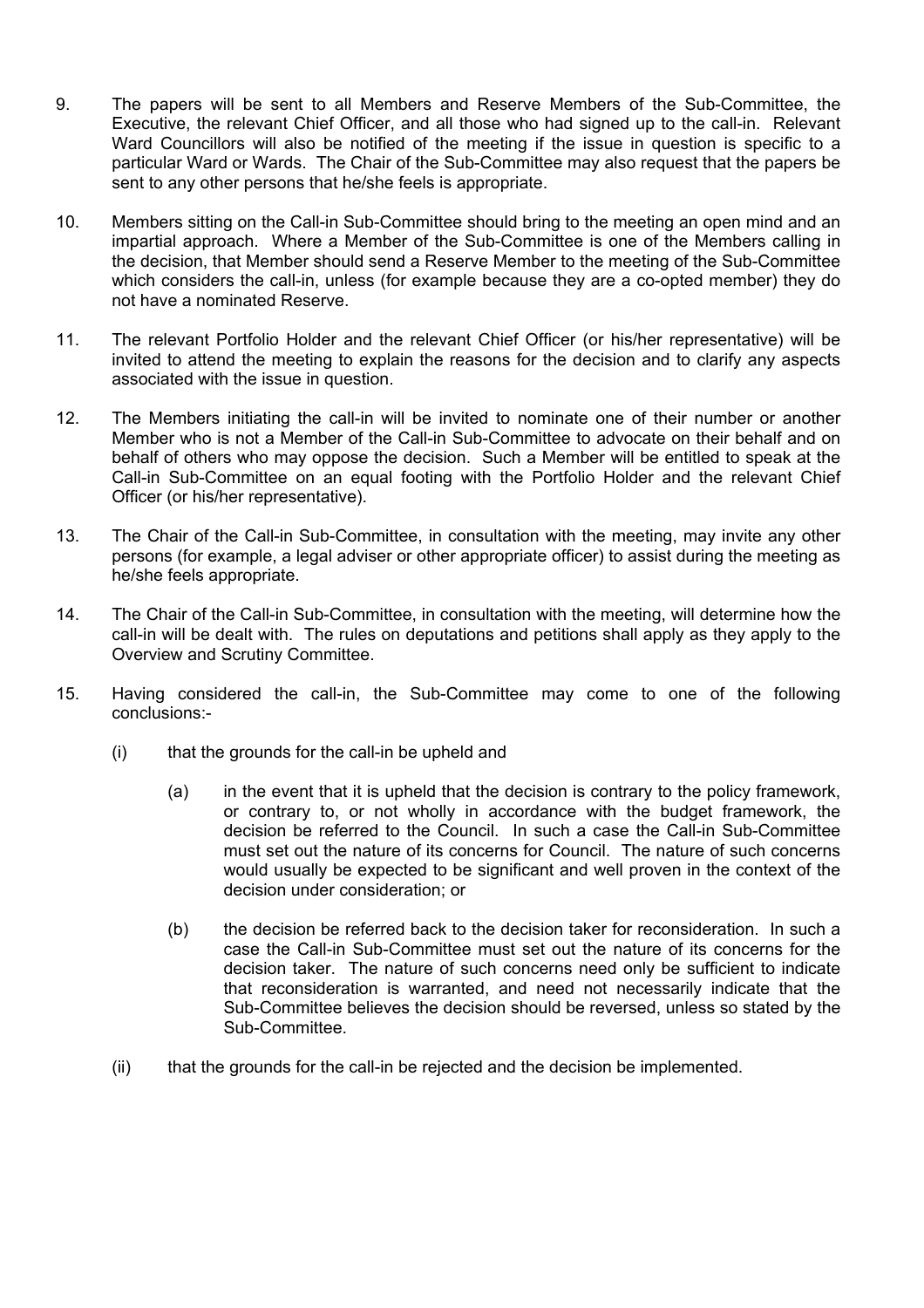9. The papers will be sent to all Members and Reserve Members of the Sub-Committee, the Executive, the relevant Chief Officer, and all those who had signed up to the call-in. Relevant Ward Councillors will also be notified of the meeting if the issue in question is specific to a particular Ward or Wards. The Chair of the Sub-Committee may also request that the papers be sent to any other persons that he/she feels is appropriate.

10. Members sitting on the Call-in Sub-Committee should bring to the meeting an open mind and an impartial approach. Where a Member of the Sub-Committee is one of the Members calling in the decision, that Member should send a Reserve Member to the meeting of the Sub-Committee which considers the call-in, unless (for example because they are a co-opted member) they do not have a nominated Reserve.

11. The relevant Portfolio Holder and the relevant Chief Officer (or his/her representative) will be invited to attend the meeting to explain the reasons for the decision and to clarify any aspects associated with the issue in question.

12. The Members initiating the call-in will be invited to nominate one of their number or another Member who is not a Member of the Call-in Sub-Committee to advocate on their behalf and on behalf of others who may oppose the decision. Such a Member will be entitled to speak at the Call-in Sub-Committee on an equal footing with the Portfolio Holder and the relevant Chief Officer (or his/her representative).

13. The Chair of the Call-in Sub-Committee, in consultation with the meeting, may invite any other persons (for example, a legal adviser or other appropriate officer) to assist during the meeting as he/she feels appropriate.

14. The Chair of the Call-in Sub-Committee, in consultation with the meeting, will determine how the call-in will be dealt with. The rules on deputations and petitions shall apply as they apply to the Overview and Scrutiny Committee.

15. Having considered the call-in, the Sub-Committee may come to one of the following conclusions:-

    (i) that the grounds for the call-in be upheld and

    (a) in the event that it is upheld that the decision is contrary to the policy framework, or contrary to, or not wholly in accordance with the budget framework, the decision be referred to the Council. In such a case the Call-in Sub-Committee must set out the nature of its concerns for Council. The nature of such concerns would usually be expected to be significant and well proven in the context of the decision under consideration; or

    (b) the decision be referred back to the decision taker for reconsideration. In such a case the Call-in Sub-Committee must set out the nature of its concerns for the decision taker. The nature of such concerns need only be sufficient to indicate that reconsideration is warranted, and need not necessarily indicate that the Sub-Committee believes the decision should be reversed, unless so stated by the Sub-Committee.

    (ii) that the grounds for the call-in be rejected and the decision be implemented.